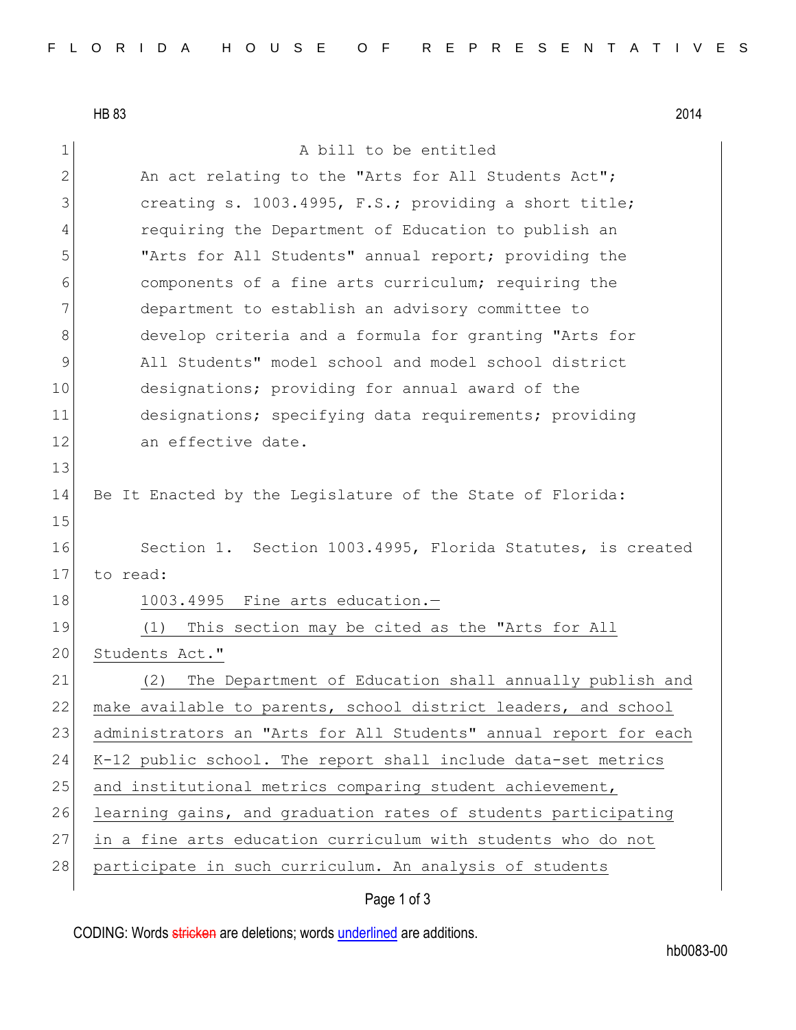HB 83 2014

A bill to be entitled

An act relating to the "Arts for All Students Act"; creating s. 1003.4995, F.S.; providing a short title; requiring the Department of Education to publish an "Arts for All Students" annual report; providing the components of a fine arts curriculum; requiring the department to establish an advisory committee to develop criteria and a formula for granting "Arts for All Students" model school and model school district designations; providing for annual award of the designations; specifying data requirements; providing an effective date.

Be It Enacted by the Legislature of the State of Florida:

Section 1. Section 1003.4995, Florida Statutes, is created to read:

1003.4995 Fine arts education.—

(1) This section may be cited as the "Arts for All Students Act."

(2) The Department of Education shall annually publish and make available to parents, school district leaders, and school administrators an "Arts for All Students" annual report for each K-12 public school. The report shall include data-set metrics and institutional metrics comparing student achievement, learning gains, and graduation rates of students participating in a fine arts education curriculum with students who do not participate in such curriculum. An analysis of students

CODING: Words stricken are deletions; words underlined are additions.

hb0083-00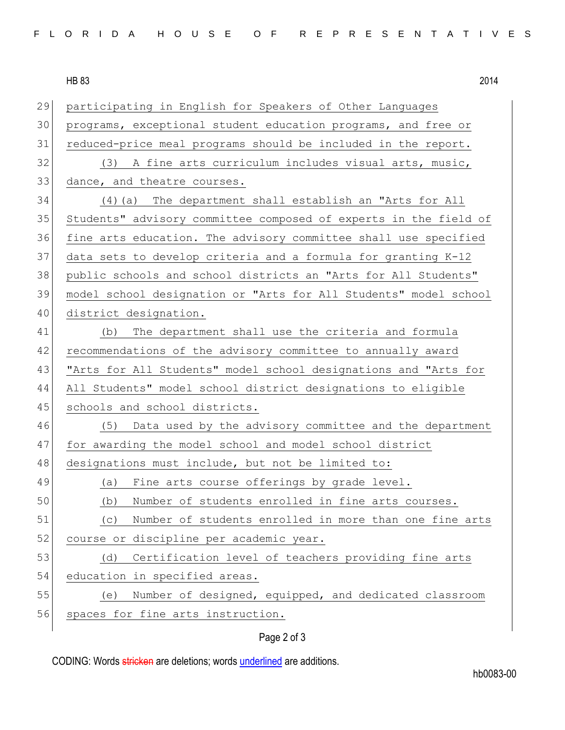participating in English for Speakers of Other Languages programs, exceptional student education programs, and free or reduced-price meal programs should be included in the report.

(3) A fine arts curriculum includes visual arts, music, dance, and theatre courses.

(4)(a) The department shall establish an "Arts for All Students" advisory committee composed of experts in the field of fine arts education. The advisory committee shall use specified data sets to develop criteria and a formula for granting K-12 public schools and school districts an "Arts for All Students" model school designation or "Arts for All Students" model school district designation.

(b) The department shall use the criteria and formula recommendations of the advisory committee to annually award "Arts for All Students" model school designations and "Arts for All Students" model school district designations to eligible schools and school districts.

(5) Data used by the advisory committee and the department for awarding the model school and model school district designations must include, but not be limited to:

(a) Fine arts course offerings by grade level.

(b) Number of students enrolled in fine arts courses.

(c) Number of students enrolled in more than one fine arts course or discipline per academic year.

(d) Certification level of teachers providing fine arts education in specified areas.

(e) Number of designed, equipped, and dedicated classroom spaces for fine arts instruction.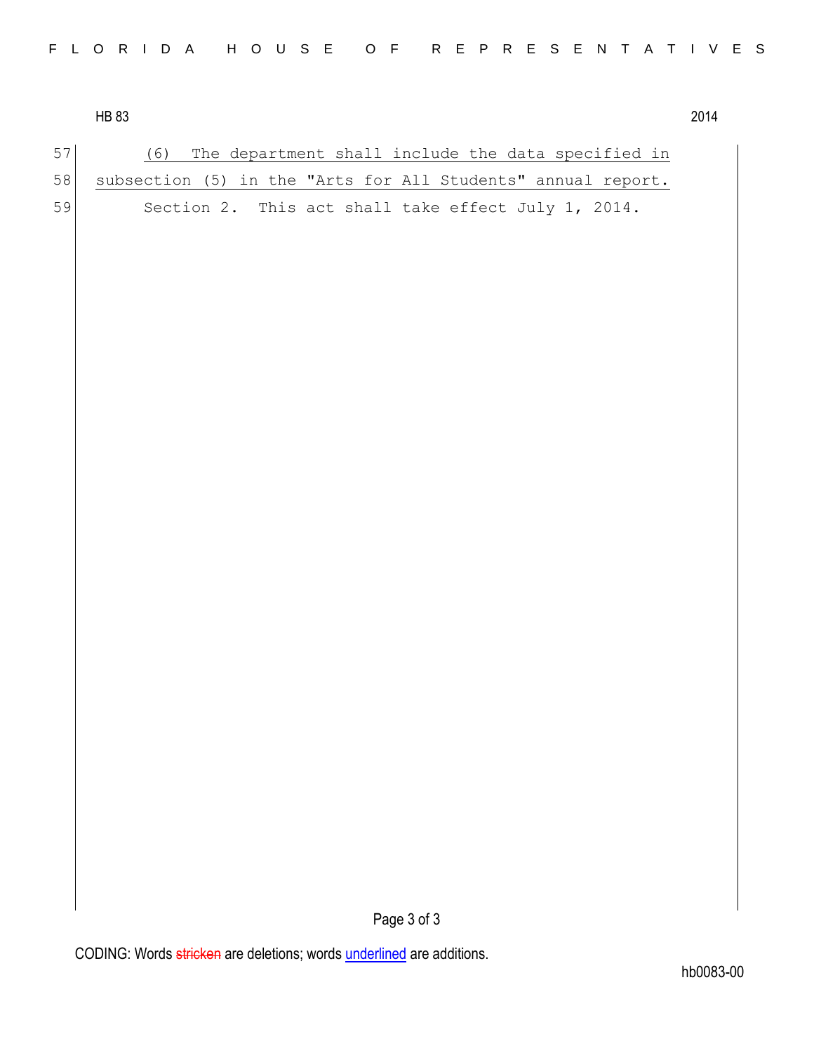(6) The department shall include the data specified in subsection (5) in the "Arts for All Students" annual report.

Section 2. This act shall take effect July 1, 2014.